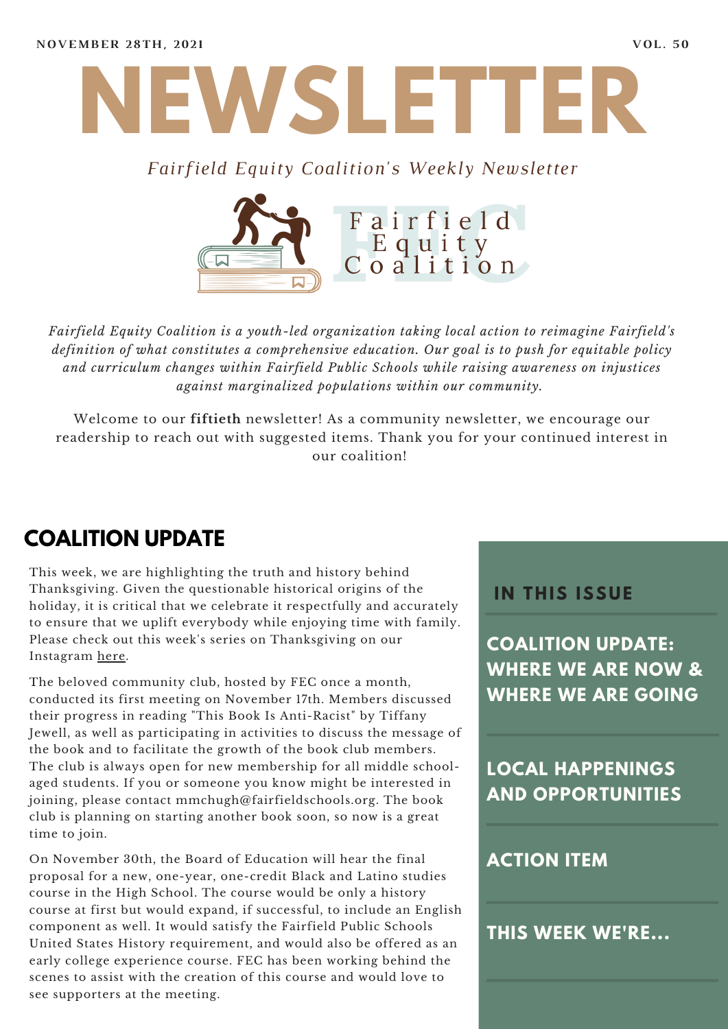NOVEMBER 28TH, 2021 VOL. 50

# NEWSLETTER

*Fairfield Equity Coalition's Weekly Newsletter*

Fairfield Equity Coalition

*Fairfield Equity Coalition is a youth-led organization taking local action to reimagine Fairfield's definition of what constitutes a comprehensive education. Our goal is to push for equitable policy and curriculum changes within Fairfield Public Schools while raising awareness on injustices against marginalized populations within our community.*

Welcome to our **fiftieth** newsletter! As a community newsletter, we encourage our readership to reach out with suggested items. Thank you for your continued interest in our coalition!

## COALITION UPDATE

This week, we are highlighting the truth and history behind Thanksgiving. Given the questionable historical origins of the holiday, it is critical that we celebrate it respectfully and accurately to ensure that we uplift everybody while enjoying time with family. Please check out this week's series on Thanksgiving on our Instagram here.

The beloved community club, hosted by FEC once a month, conducted its first meeting on November 17th. Members discussed their progress in reading "This Book Is Anti-Racist" by Tiffany Jewell, as well as participating in activities to discuss the message of the book and to facilitate the growth of the book club members. The club is always open for new membership for all middle school-aged students. If you or someone you know might be interested in joining, please contact mmchugh@fairfieldschools.org. The book club is planning on starting another book soon, so now is a great time to join.

On November 30th, the Board of Education will hear the final proposal for a new, one-year, one-credit Black and Latino studies course in the High School. The course would be only a history course at first but would expand, if successful, to include an English component as well. It would satisfy the Fairfield Public Schools United States History requirement, and would also be offered as an early college experience course. FEC has been working behind the scenes to assist with the creation of this course and would love to see supporters at the meeting.

## IN THIS ISSUE

- COALITION UPDATE: WHERE WE ARE NOW & WHERE WE ARE GOING
- LOCAL HAPPENINGS AND OPPORTUNITIES
- ACTION ITEM
- THIS WEEK WE'RE...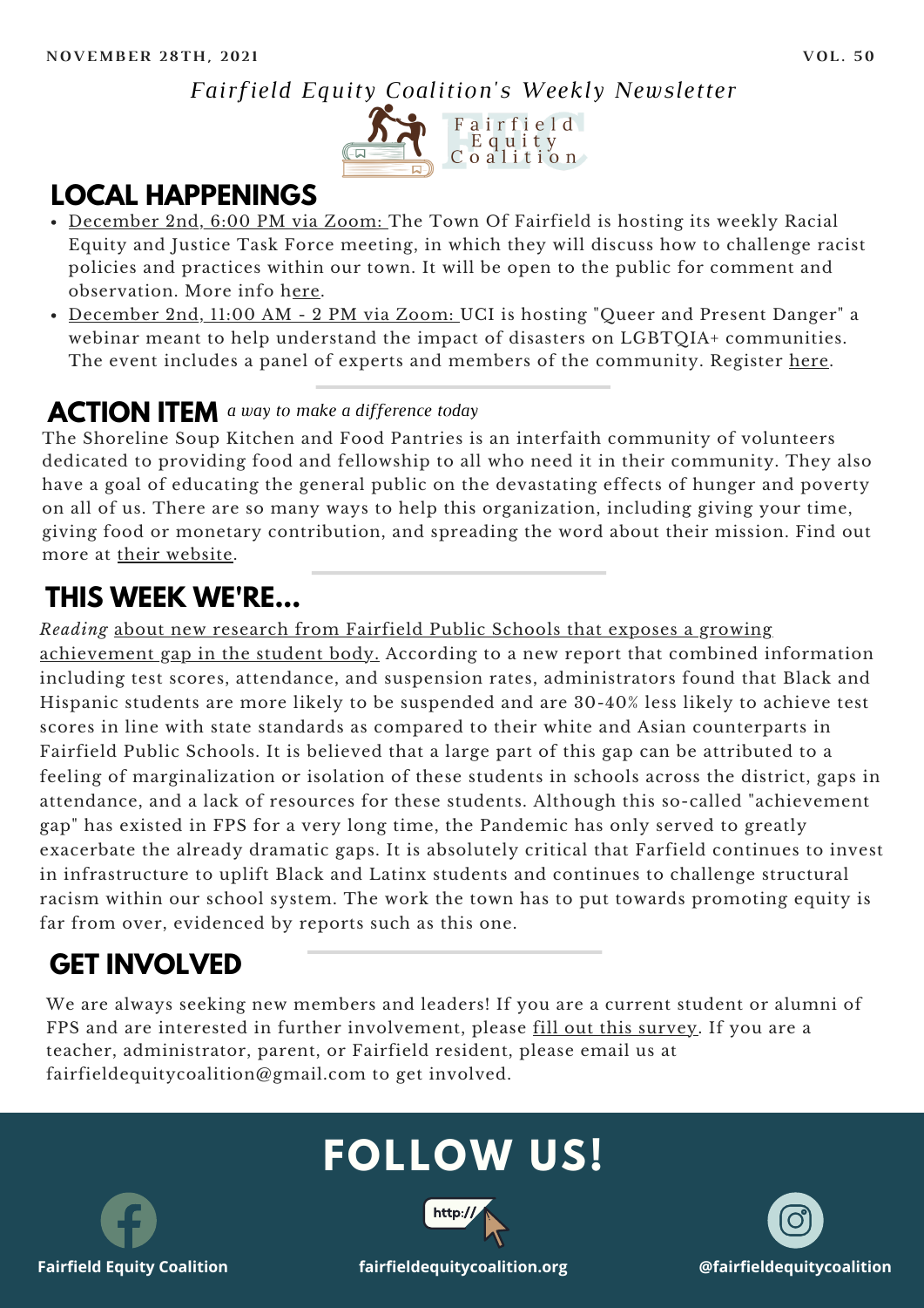NOVEMBER 28TH, 2021 VOL. 50

*Fairfield Equity Coalition's Weekly Newsletter*

Fairfield Equity Coalition

## LOCAL HAPPENINGS

- December 2nd, 6:00 PM via Zoom: The Town Of Fairfield is hosting its weekly Racial Equity and Justice Task Force meeting, in which they will discuss how to challenge racist policies and practices within our town. It will be open to the public for comment and observation. More info here.
- December 2nd, 11:00 AM - 2 PM via Zoom: UCI is hosting "Queer and Present Danger" a webinar meant to help understand the impact of disasters on LGBTQIA+ communities. The event includes a panel of experts and members of the community. Register here.

## ACTION ITEM *a way to make a difference today*

The Shoreline Soup Kitchen and Food Pantries is an interfaith community of volunteers dedicated to providing food and fellowship to all who need it in their community. They also have a goal of educating the general public on the devastating effects of hunger and poverty on all of us. There are so many ways to help this organization, including giving your time, giving food or monetary contribution, and spreading the word about their mission. Find out more at their website.

## THIS WEEK WE'RE...

*Reading* about new research from Fairfield Public Schools that exposes a growing achievement gap in the student body. According to a new report that combined information including test scores, attendance, and suspension rates, administrators found that Black and Hispanic students are more likely to be suspended and are 30-40% less likely to achieve test scores in line with state standards as compared to their white and Asian counterparts in Fairfield Public Schools. It is believed that a large part of this gap can be attributed to a feeling of marginalization or isolation of these students in schools across the district, gaps in attendance, and a lack of resources for these students. Although this so-called "achievement gap" has existed in FPS for a very long time, the Pandemic has only served to greatly exacerbate the already dramatic gaps. It is absolutely critical that Farfield continues to invest in infrastructure to uplift Black and Latinx students and continues to challenge structural racism within our school system. The work the town has to put towards promoting equity is far from over, evidenced by reports such as this one.

## GET INVOLVED

We are always seeking new members and leaders! If you are a current student or alumni of FPS and are interested in further involvement, please fill out this survey. If you are a teacher, administrator, parent, or Fairfield resident, please email us at fairfieldequitycoalition@gmail.com to get involved.

## FOLLOW US!

Fairfield Equity Coalition

fairfieldequitycoalition.org

@fairfieldequitycoalition